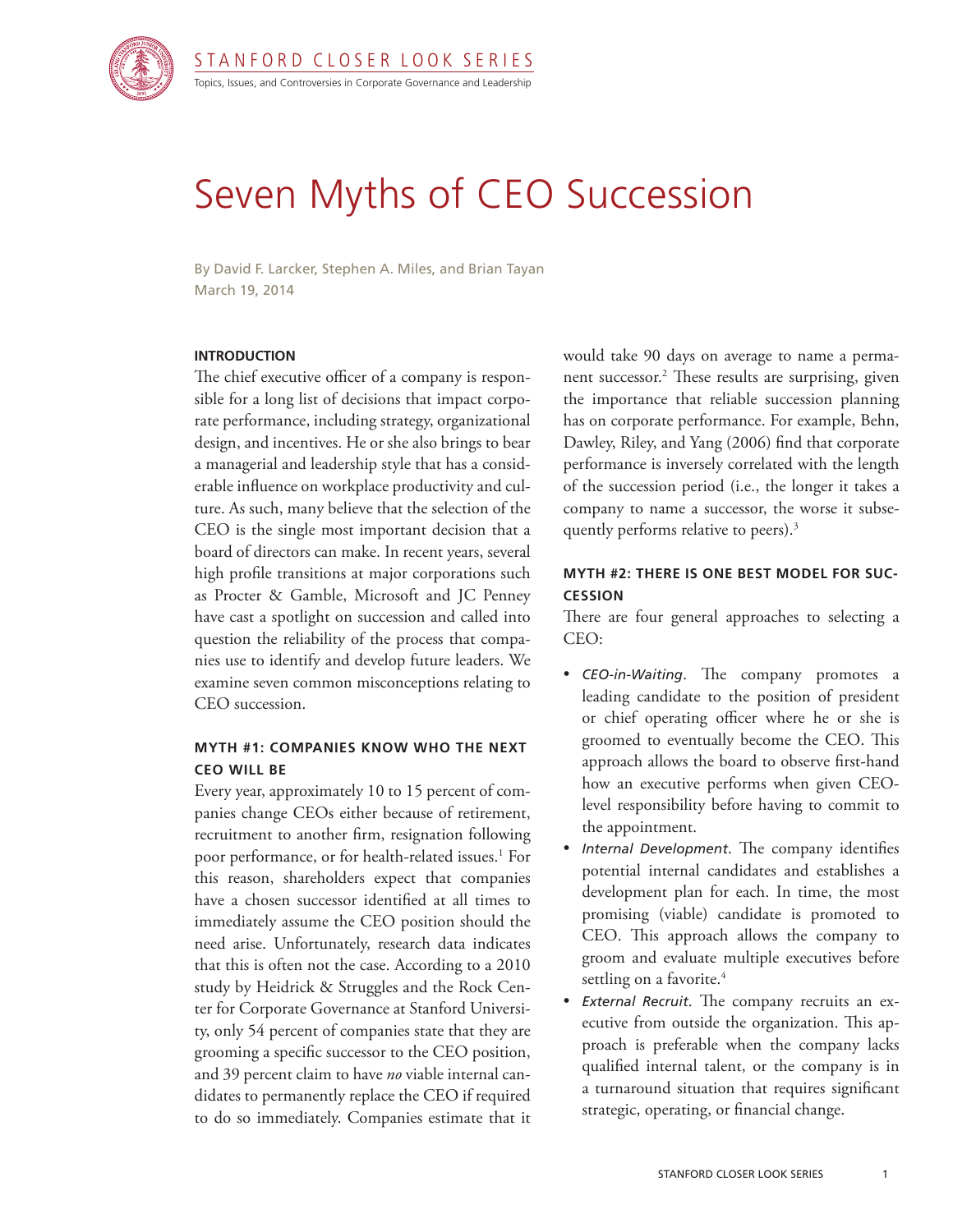STANFORD CLOSER LOOK SERIES

Topics, Issues, and Controversies in Corporate Governance and Leadership

# Seven Myths of CEO Succession

By David F. Larcker, Stephen A. Miles, and Brian Tayan
March 19, 2014

## INTRODUCTION

The chief executive officer of a company is responsible for a long list of decisions that impact corporate performance, including strategy, organizational design, and incentives. He or she also brings to bear a managerial and leadership style that has a considerable influence on workplace productivity and culture. As such, many believe that the selection of the CEO is the single most important decision that a board of directors can make. In recent years, several high profile transitions at major corporations such as Procter & Gamble, Microsoft and JC Penney have cast a spotlight on succession and called into question the reliability of the process that companies use to identify and develop future leaders. We examine seven common misconceptions relating to CEO succession.

## MYTH #1: COMPANIES KNOW WHO THE NEXT CEO WILL BE

Every year, approximately 10 to 15 percent of companies change CEOs either because of retirement, recruitment to another firm, resignation following poor performance, or for health-related issues.[1] For this reason, shareholders expect that companies have a chosen successor identified at all times to immediately assume the CEO position should the need arise. Unfortunately, research data indicates that this is often not the case. According to a 2010 study by Heidrick & Struggles and the Rock Center for Corporate Governance at Stanford University, only 54 percent of companies state that they are grooming a specific successor to the CEO position, and 39 percent claim to have *no* viable internal candidates to permanently replace the CEO if required to do so immediately. Companies estimate that it would take 90 days on average to name a permanent successor.[2] These results are surprising, given the importance that reliable succession planning has on corporate performance. For example, Behn, Dawley, Riley, and Yang (2006) find that corporate performance is inversely correlated with the length of the succession period (i.e., the longer it takes a company to name a successor, the worse it subsequently performs relative to peers).[3]

## MYTH #2: THERE IS ONE BEST MODEL FOR SUCCESSION

There are four general approaches to selecting a CEO:

- *CEO-in-Waiting*. The company promotes a leading candidate to the position of president or chief operating officer where he or she is groomed to eventually become the CEO. This approach allows the board to observe first-hand how an executive performs when given CEO-level responsibility before having to commit to the appointment.
- *Internal Development*. The company identifies potential internal candidates and establishes a development plan for each. In time, the most promising (viable) candidate is promoted to CEO. This approach allows the company to groom and evaluate multiple executives before settling on a favorite.[4]
- *External Recruit*. The company recruits an executive from outside the organization. This approach is preferable when the company lacks qualified internal talent, or the company is in a turnaround situation that requires significant strategic, operating, or financial change.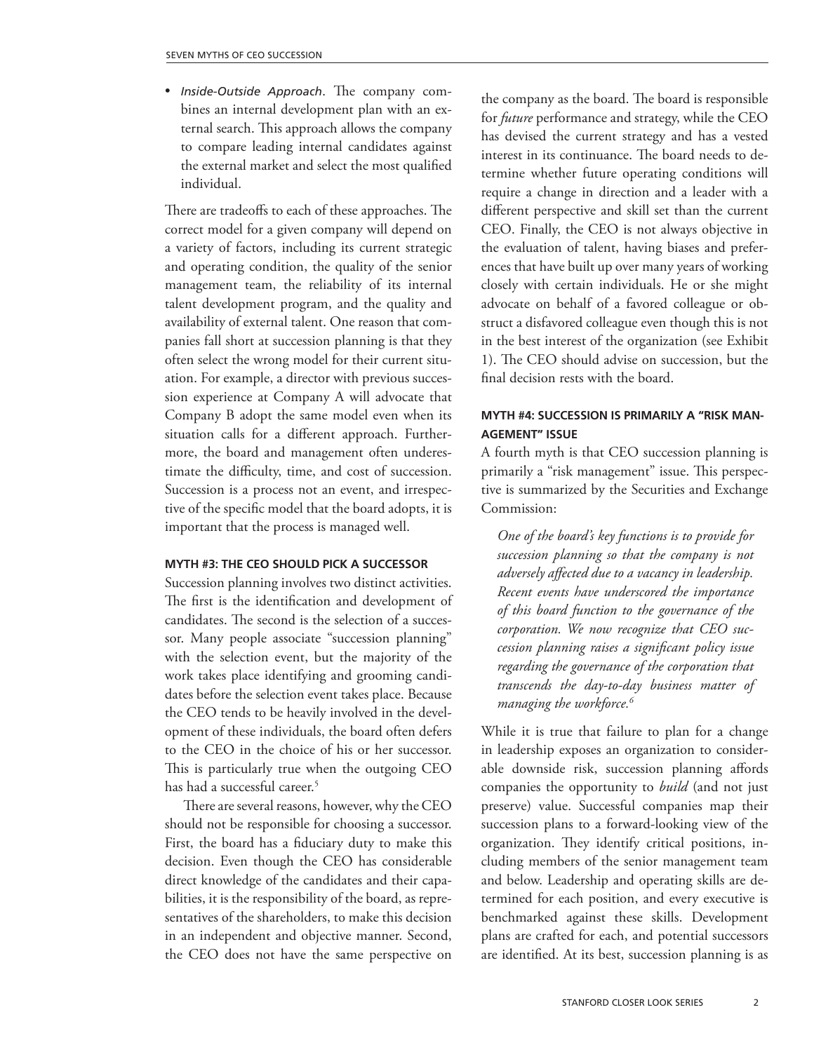- *Inside-Outside Approach*. The company combines an internal development plan with an external search. This approach allows the company to compare leading internal candidates against the external market and select the most qualified individual.

There are tradeoffs to each of these approaches. The correct model for a given company will depend on a variety of factors, including its current strategic and operating condition, the quality of the senior management team, the reliability of its internal talent development program, and the quality and availability of external talent. One reason that companies fall short at succession planning is that they often select the wrong model for their current situation. For example, a director with previous succession experience at Company A will advocate that Company B adopt the same model even when its situation calls for a different approach. Furthermore, the board and management often underestimate the difficulty, time, and cost of succession. Succession is a process not an event, and irrespective of the specific model that the board adopts, it is important that the process is managed well.

### MYTH #3: THE CEO SHOULD PICK A SUCCESSOR

Succession planning involves two distinct activities. The first is the identification and development of candidates. The second is the selection of a successor. Many people associate "succession planning" with the selection event, but the majority of the work takes place identifying and grooming candidates before the selection event takes place. Because the CEO tends to be heavily involved in the development of these individuals, the board often defers to the CEO in the choice of his or her successor. This is particularly true when the outgoing CEO has had a successful career.[5]

There are several reasons, however, why the CEO should not be responsible for choosing a successor. First, the board has a fiduciary duty to make this decision. Even though the CEO has considerable direct knowledge of the candidates and their capabilities, it is the responsibility of the board, as representatives of the shareholders, to make this decision in an independent and objective manner. Second, the CEO does not have the same perspective on the company as the board. The board is responsible for *future* performance and strategy, while the CEO has devised the current strategy and has a vested interest in its continuance. The board needs to determine whether future operating conditions will require a change in direction and a leader with a different perspective and skill set than the current CEO. Finally, the CEO is not always objective in the evaluation of talent, having biases and preferences that have built up over many years of working closely with certain individuals. He or she might advocate on behalf of a favored colleague or obstruct a disfavored colleague even though this is not in the best interest of the organization (see Exhibit 1). The CEO should advise on succession, but the final decision rests with the board.

### MYTH #4: SUCCESSION IS PRIMARILY A "RISK MANAGEMENT" ISSUE

A fourth myth is that CEO succession planning is primarily a "risk management" issue. This perspective is summarized by the Securities and Exchange Commission:

> *One of the board's key functions is to provide for succession planning so that the company is not adversely affected due to a vacancy in leadership. Recent events have underscored the importance of this board function to the governance of the corporation. We now recognize that CEO succession planning raises a significant policy issue regarding the governance of the corporation that transcends the day-to-day business matter of managing the workforce.*[6]

While it is true that failure to plan for a change in leadership exposes an organization to considerable downside risk, succession planning affords companies the opportunity to *build* (and not just preserve) value. Successful companies map their succession plans to a forward-looking view of the organization. They identify critical positions, including members of the senior management team and below. Leadership and operating skills are determined for each position, and every executive is benchmarked against these skills. Development plans are crafted for each, and potential successors are identified. At its best, succession planning is as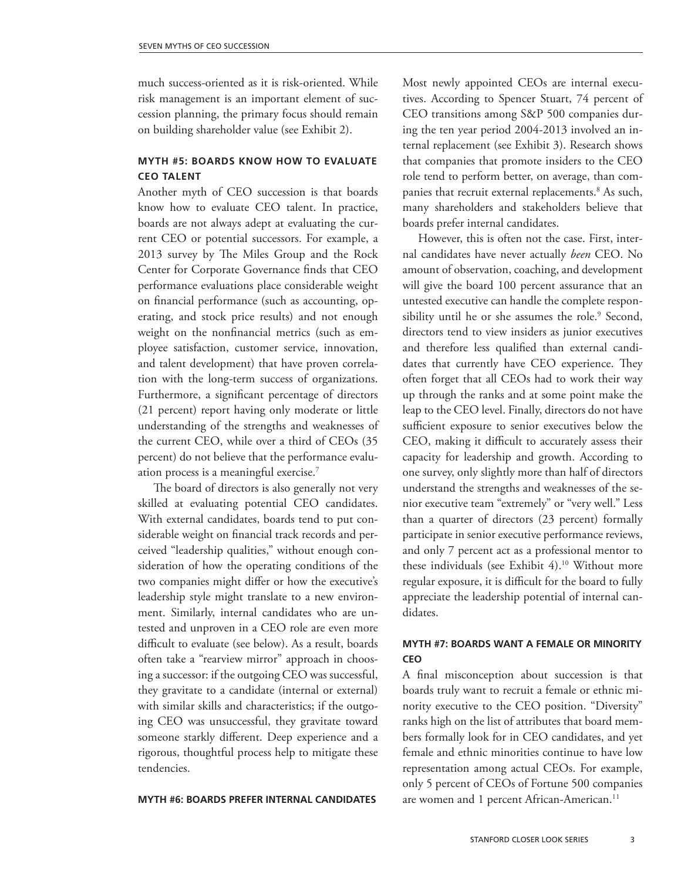much success-oriented as it is risk-oriented. While risk management is an important element of succession planning, the primary focus should remain on building shareholder value (see Exhibit 2).

## MYTH #5: BOARDS KNOW HOW TO EVALUATE CEO TALENT

Another myth of CEO succession is that boards know how to evaluate CEO talent. In practice, boards are not always adept at evaluating the current CEO or potential successors. For example, a 2013 survey by The Miles Group and the Rock Center for Corporate Governance finds that CEO performance evaluations place considerable weight on financial performance (such as accounting, operating, and stock price results) and not enough weight on the nonfinancial metrics (such as employee satisfaction, customer service, innovation, and talent development) that have proven correlation with the long-term success of organizations. Furthermore, a significant percentage of directors (21 percent) report having only moderate or little understanding of the strengths and weaknesses of the current CEO, while over a third of CEOs (35 percent) do not believe that the performance evaluation process is a meaningful exercise.[7]

The board of directors is also generally not very skilled at evaluating potential CEO candidates. With external candidates, boards tend to put considerable weight on financial track records and perceived "leadership qualities," without enough consideration of how the operating conditions of the two companies might differ or how the executive's leadership style might translate to a new environment. Similarly, internal candidates who are untested and unproven in a CEO role are even more difficult to evaluate (see below). As a result, boards often take a "rearview mirror" approach in choosing a successor: if the outgoing CEO was successful, they gravitate to a candidate (internal or external) with similar skills and characteristics; if the outgoing CEO was unsuccessful, they gravitate toward someone starkly different. Deep experience and a rigorous, thoughtful process help to mitigate these tendencies.

## MYTH #6: BOARDS PREFER INTERNAL CANDIDATES

Most newly appointed CEOs are internal executives. According to Spencer Stuart, 74 percent of CEO transitions among S&P 500 companies during the ten year period 2004-2013 involved an internal replacement (see Exhibit 3). Research shows that companies that promote insiders to the CEO role tend to perform better, on average, than companies that recruit external replacements.[8] As such, many shareholders and stakeholders believe that boards prefer internal candidates.

However, this is often not the case. First, internal candidates have never actually *been* CEO. No amount of observation, coaching, and development will give the board 100 percent assurance that an untested executive can handle the complete responsibility until he or she assumes the role.[9] Second, directors tend to view insiders as junior executives and therefore less qualified than external candidates that currently have CEO experience. They often forget that all CEOs had to work their way up through the ranks and at some point make the leap to the CEO level. Finally, directors do not have sufficient exposure to senior executives below the CEO, making it difficult to accurately assess their capacity for leadership and growth. According to one survey, only slightly more than half of directors understand the strengths and weaknesses of the senior executive team "extremely" or "very well." Less than a quarter of directors (23 percent) formally participate in senior executive performance reviews, and only 7 percent act as a professional mentor to these individuals (see Exhibit 4).[10] Without more regular exposure, it is difficult for the board to fully appreciate the leadership potential of internal candidates.

## MYTH #7: BOARDS WANT A FEMALE OR MINORITY CEO

A final misconception about succession is that boards truly want to recruit a female or ethnic minority executive to the CEO position. "Diversity" ranks high on the list of attributes that board members formally look for in CEO candidates, and yet female and ethnic minorities continue to have low representation among actual CEOs. For example, only 5 percent of CEOs of Fortune 500 companies are women and 1 percent African-American.[11]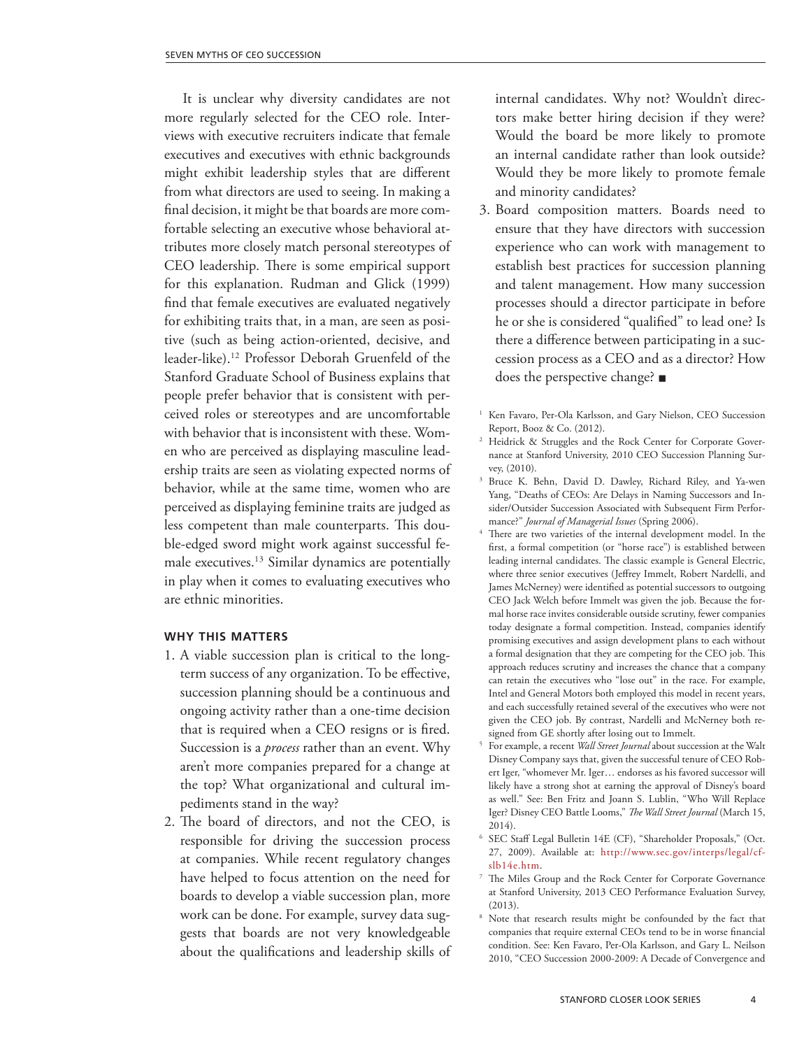It is unclear why diversity candidates are not more regularly selected for the CEO role. Interviews with executive recruiters indicate that female executives and executives with ethnic backgrounds might exhibit leadership styles that are different from what directors are used to seeing. In making a final decision, it might be that boards are more comfortable selecting an executive whose behavioral attributes more closely match personal stereotypes of CEO leadership. There is some empirical support for this explanation. Rudman and Glick (1999) find that female executives are evaluated negatively for exhibiting traits that, in a man, are seen as positive (such as being action-oriented, decisive, and leader-like).[12] Professor Deborah Gruenfeld of the Stanford Graduate School of Business explains that people prefer behavior that is consistent with perceived roles or stereotypes and are uncomfortable with behavior that is inconsistent with these. Women who are perceived as displaying masculine leadership traits are seen as violating expected norms of behavior, while at the same time, women who are perceived as displaying feminine traits are judged as less competent than male counterparts. This double-edged sword might work against successful female executives.[13] Similar dynamics are potentially in play when it comes to evaluating executives who are ethnic minorities.

#### WHY THIS MATTERS

1. A viable succession plan is critical to the long-term success of any organization. To be effective, succession planning should be a continuous and ongoing activity rather than a one-time decision that is required when a CEO resigns or is fired. Succession is a *process* rather than an event. Why aren't more companies prepared for a change at the top? What organizational and cultural impediments stand in the way?
2. The board of directors, and not the CEO, is responsible for driving the succession process at companies. While recent regulatory changes have helped to focus attention on the need for boards to develop a viable succession plan, more work can be done. For example, survey data suggests that boards are not very knowledgeable about the qualifications and leadership skills of internal candidates. Why not? Wouldn't directors make better hiring decision if they were? Would the board be more likely to promote an internal candidate rather than look outside? Would they be more likely to promote female and minority candidates?
3. Board composition matters. Boards need to ensure that they have directors with succession experience who can work with management to establish best practices for succession planning and talent management. How many succession processes should a director participate in before he or she is considered "qualified" to lead one? Is there a difference between participating in a succession process as a CEO and as a director? How does the perspective change? ■

---

[1] Ken Favaro, Per-Ola Karlsson, and Gary Nielson, CEO Succession Report, Booz & Co. (2012).

[2] Heidrick & Struggles and the Rock Center for Corporate Governance at Stanford University, 2010 CEO Succession Planning Survey, (2010).

[3] Bruce K. Behn, David D. Dawley, Richard Riley, and Ya-wen Yang, "Deaths of CEOs: Are Delays in Naming Successors and Insider/Outsider Succession Associated with Subsequent Firm Performance?" *Journal of Managerial Issues* (Spring 2006).

[4] There are two varieties of the internal development model. In the first, a formal competition (or "horse race") is established between leading internal candidates. The classic example is General Electric, where three senior executives (Jeffrey Immelt, Robert Nardelli, and James McNerney) were identified as potential successors to outgoing CEO Jack Welch before Immelt was given the job. Because the formal horse race invites considerable outside scrutiny, fewer companies today designate a formal competition. Instead, companies identify promising executives and assign development plans to each without a formal designation that they are competing for the CEO job. This approach reduces scrutiny and increases the chance that a company can retain the executives who "lose out" in the race. For example, Intel and General Motors both employed this model in recent years, and each successfully retained several of the executives who were not given the CEO job. By contrast, Nardelli and McNerney both resigned from GE shortly after losing out to Immelt.

[5] For example, a recent *Wall Street Journal* about succession at the Walt Disney Company says that, given the successful tenure of CEO Robert Iger, "whomever Mr. Iger… endorses as his favored successor will likely have a strong shot at earning the approval of Disney's board as well." See: Ben Fritz and Joann S. Lublin, "Who Will Replace Iger? Disney CEO Battle Looms," *The Wall Street Journal* (March 15, 2014).

[6] SEC Staff Legal Bulletin 14E (CF), "Shareholder Proposals," (Oct. 27, 2009). Available at: http://www.sec.gov/interps/legal/cfslb14e.htm.

[7] The Miles Group and the Rock Center for Corporate Governance at Stanford University, 2013 CEO Performance Evaluation Survey, (2013).

[8] Note that research results might be confounded by the fact that companies that require external CEOs tend to be in worse financial condition. See: Ken Favaro, Per-Ola Karlsson, and Gary L. Neilson 2010, "CEO Succession 2000-2009: A Decade of Convergence and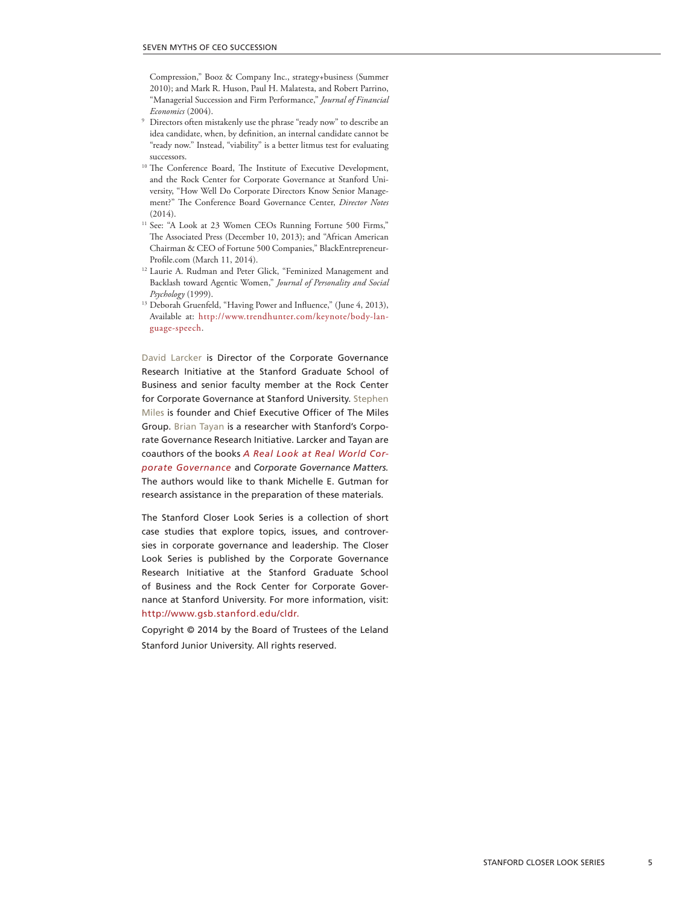Compression," Booz & Company Inc., strategy+business (Summer 2010); and Mark R. Huson, Paul H. Malatesta, and Robert Parrino, "Managerial Succession and Firm Performance," *Journal of Financial Economics* (2004).

[9] Directors often mistakenly use the phrase "ready now" to describe an idea candidate, when, by definition, an internal candidate cannot be "ready now." Instead, "viability" is a better litmus test for evaluating successors.

[10] The Conference Board, The Institute of Executive Development, and the Rock Center for Corporate Governance at Stanford University, "How Well Do Corporate Directors Know Senior Management?" The Conference Board Governance Center, *Director Notes* (2014).

[11] See: "A Look at 23 Women CEOs Running Fortune 500 Firms," The Associated Press (December 10, 2013); and "African American Chairman & CEO of Fortune 500 Companies," BlackEntrepreneurProfile.com (March 11, 2014).

[12] Laurie A. Rudman and Peter Glick, "Feminized Management and Backlash toward Agentic Women," *Journal of Personality and Social Psychology* (1999).

[13] Deborah Gruenfeld, "Having Power and Influence," (June 4, 2013), Available at: http://www.trendhunter.com/keynote/body-language-speech.

David Larcker is Director of the Corporate Governance Research Initiative at the Stanford Graduate School of Business and senior faculty member at the Rock Center for Corporate Governance at Stanford University. Stephen Miles is founder and Chief Executive Officer of The Miles Group. Brian Tayan is a researcher with Stanford's Corporate Governance Research Initiative. Larcker and Tayan are coauthors of the books *A Real Look at Real World Corporate Governance* and *Corporate Governance Matters.* The authors would like to thank Michelle E. Gutman for research assistance in the preparation of these materials.

The Stanford Closer Look Series is a collection of short case studies that explore topics, issues, and controversies in corporate governance and leadership. The Closer Look Series is published by the Corporate Governance Research Initiative at the Stanford Graduate School of Business and the Rock Center for Corporate Governance at Stanford University. For more information, visit: http://www.gsb.stanford.edu/cldr.

Copyright © 2014 by the Board of Trustees of the Leland Stanford Junior University. All rights reserved.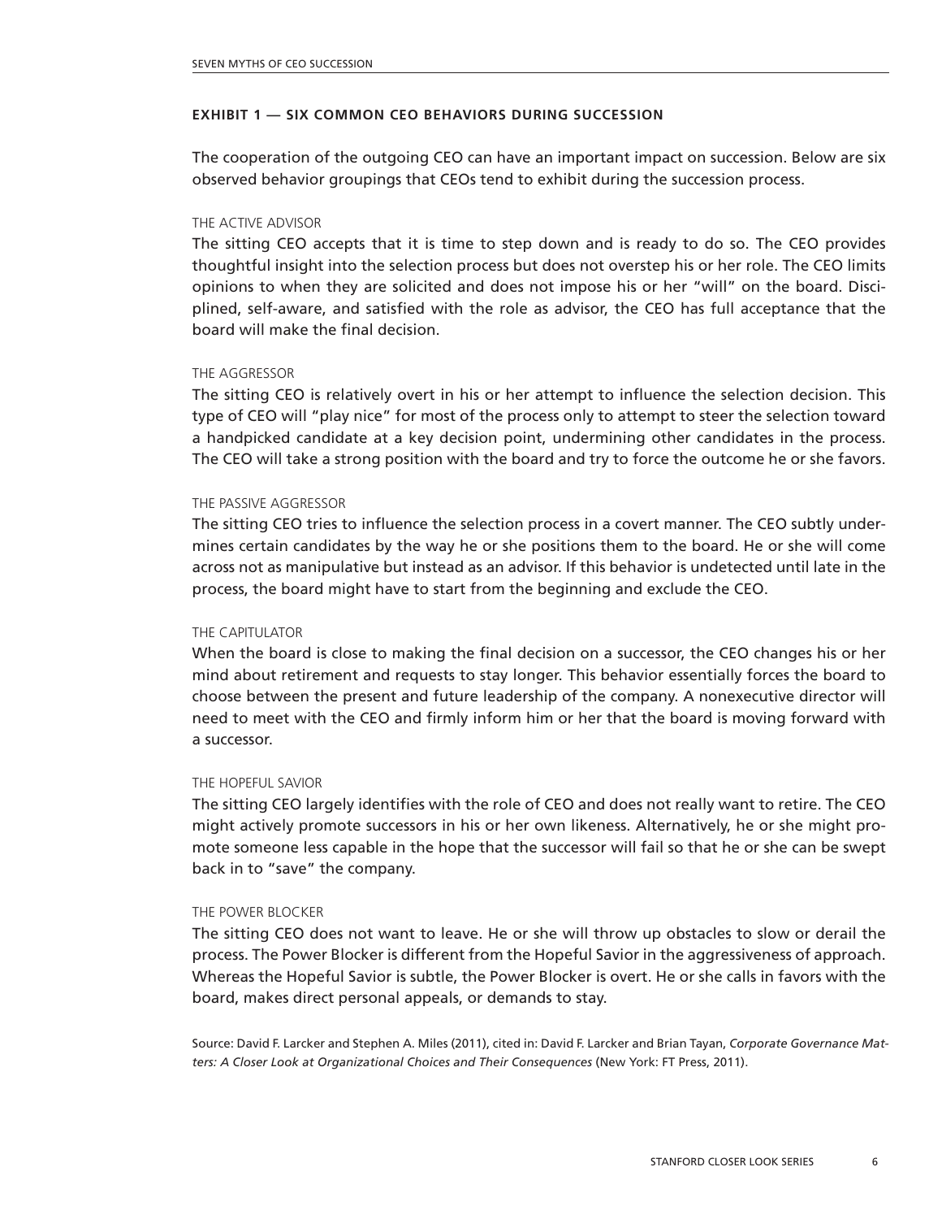## EXHIBIT 1 — SIX COMMON CEO BEHAVIORS DURING SUCCESSION

The cooperation of the outgoing CEO can have an important impact on succession. Below are six observed behavior groupings that CEOs tend to exhibit during the succession process.

### THE ACTIVE ADVISOR

The sitting CEO accepts that it is time to step down and is ready to do so. The CEO provides thoughtful insight into the selection process but does not overstep his or her role. The CEO limits opinions to when they are solicited and does not impose his or her "will" on the board. Disciplined, self-aware, and satisfied with the role as advisor, the CEO has full acceptance that the board will make the final decision.

### THE AGGRESSOR

The sitting CEO is relatively overt in his or her attempt to influence the selection decision. This type of CEO will "play nice" for most of the process only to attempt to steer the selection toward a handpicked candidate at a key decision point, undermining other candidates in the process. The CEO will take a strong position with the board and try to force the outcome he or she favors.

### THE PASSIVE AGGRESSOR

The sitting CEO tries to influence the selection process in a covert manner. The CEO subtly undermines certain candidates by the way he or she positions them to the board. He or she will come across not as manipulative but instead as an advisor. If this behavior is undetected until late in the process, the board might have to start from the beginning and exclude the CEO.

### THE CAPITULATOR

When the board is close to making the final decision on a successor, the CEO changes his or her mind about retirement and requests to stay longer. This behavior essentially forces the board to choose between the present and future leadership of the company. A nonexecutive director will need to meet with the CEO and firmly inform him or her that the board is moving forward with a successor.

### THE HOPEFUL SAVIOR

The sitting CEO largely identifies with the role of CEO and does not really want to retire. The CEO might actively promote successors in his or her own likeness. Alternatively, he or she might promote someone less capable in the hope that the successor will fail so that he or she can be swept back in to "save" the company.

### THE POWER BLOCKER

The sitting CEO does not want to leave. He or she will throw up obstacles to slow or derail the process. The Power Blocker is different from the Hopeful Savior in the aggressiveness of approach. Whereas the Hopeful Savior is subtle, the Power Blocker is overt. He or she calls in favors with the board, makes direct personal appeals, or demands to stay.

Source: David F. Larcker and Stephen A. Miles (2011), cited in: David F. Larcker and Brian Tayan, *Corporate Governance Matters: A Closer Look at Organizational Choices and Their Consequences* (New York: FT Press, 2011).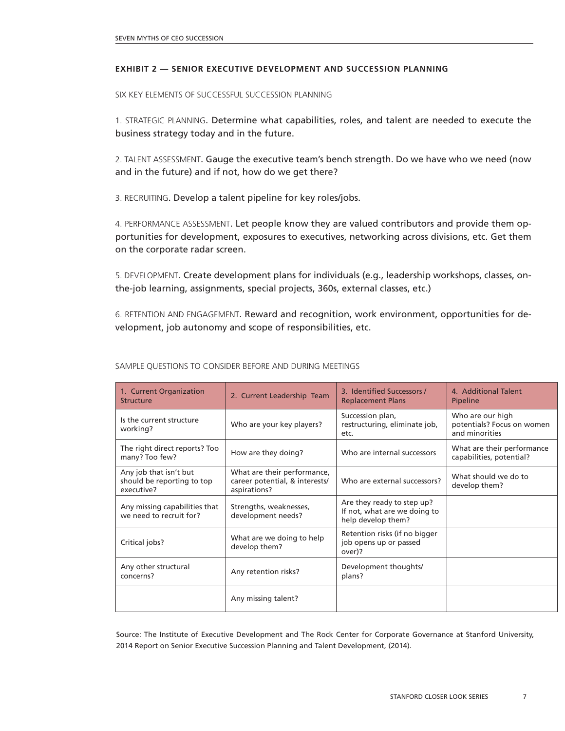## EXHIBIT 2 — SENIOR EXECUTIVE DEVELOPMENT AND SUCCESSION PLANNING

SIX KEY ELEMENTS OF SUCCESSFUL SUCCESSION PLANNING

1. STRATEGIC PLANNING. Determine what capabilities, roles, and talent are needed to execute the business strategy today and in the future.

2. TALENT ASSESSMENT. Gauge the executive team's bench strength. Do we have who we need (now and in the future) and if not, how do we get there?

3. RECRUITING. Develop a talent pipeline for key roles/jobs.

4. PERFORMANCE ASSESSMENT. Let people know they are valued contributors and provide them opportunities for development, exposures to executives, networking across divisions, etc. Get them on the corporate radar screen.

5. DEVELOPMENT. Create development plans for individuals (e.g., leadership workshops, classes, on-the-job learning, assignments, special projects, 360s, external classes, etc.)

6. RETENTION AND ENGAGEMENT. Reward and recognition, work environment, opportunities for development, job autonomy and scope of responsibilities, etc.

SAMPLE QUESTIONS TO CONSIDER BEFORE AND DURING MEETINGS

| 1. Current Organization Structure | 2. Current Leadership Team | 3. Identified Successors / Replacement Plans | 4. Additional Talent Pipeline |
|---|---|---|---|
| Is the current structure working? | Who are your key players? | Succession plan, restructuring, eliminate job, etc. | Who are our high potentials? Focus on women and minorities |
| The right direct reports? Too many? Too few? | How are they doing? | Who are internal successors | What are their performance capabilities, potential? |
| Any job that isn't but should be reporting to top executive? | What are their performance, career potential, & interests/aspirations? | Who are external successors? | What should we do to develop them? |
| Any missing capabilities that we need to recruit for? | Strengths, weaknesses, development needs? | Are they ready to step up? If not, what are we doing to help develop them? | |
| Critical jobs? | What are we doing to help develop them? | Retention risks (if no bigger job opens up or passed over)? | |
| Any other structural concerns? | Any retention risks? | Development thoughts/plans? | |
| | Any missing talent? | | |

Source: The Institute of Executive Development and The Rock Center for Corporate Governance at Stanford University, 2014 Report on Senior Executive Succession Planning and Talent Development, (2014).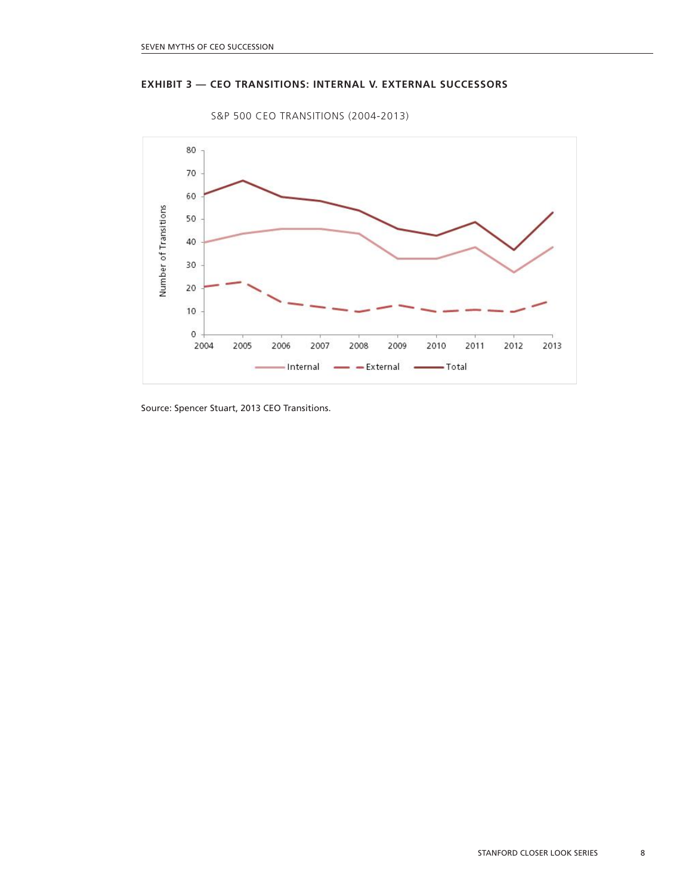**EXHIBIT 3 — CEO TRANSITIONS: INTERNAL V. EXTERNAL SUCCESSORS**

S&P 500 CEO TRANSITIONS (2004-2013)

Source: Spencer Stuart, 2013 CEO Transitions.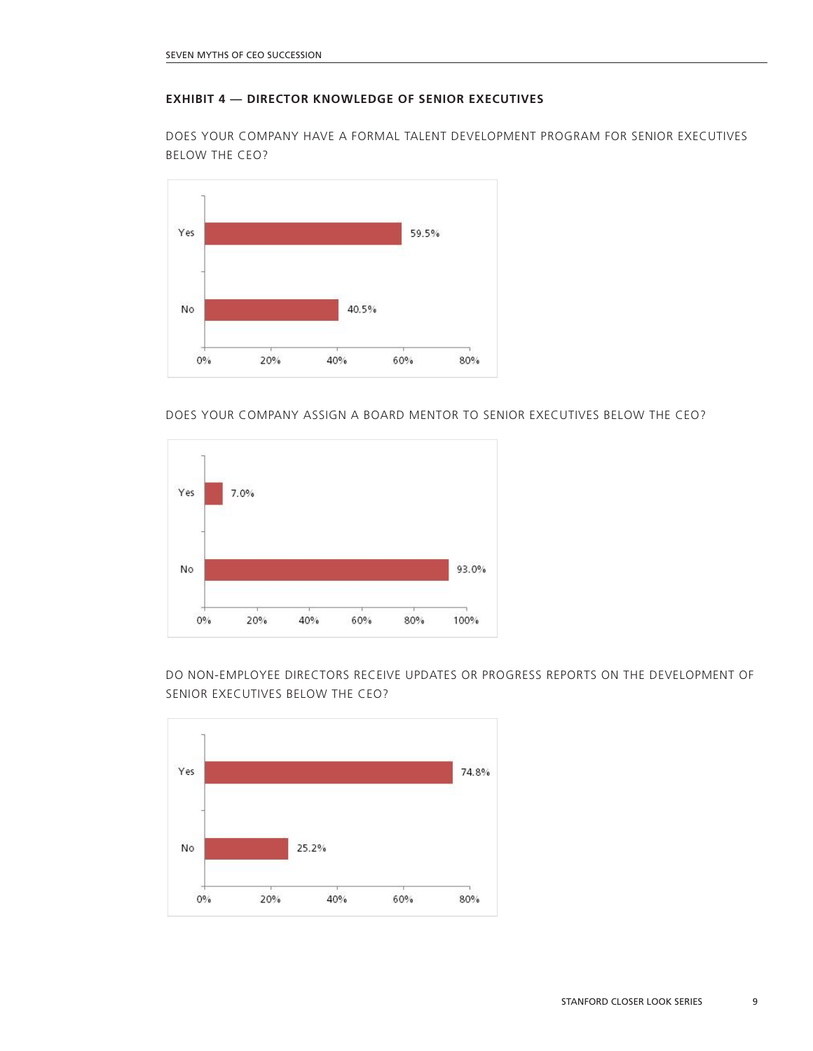**EXHIBIT 4 — DIRECTOR KNOWLEDGE OF SENIOR EXECUTIVES**

DOES YOUR COMPANY HAVE A FORMAL TALENT DEVELOPMENT PROGRAM FOR SENIOR EXECUTIVES BELOW THE CEO?

| Response | Percentage |
|---|---|
| Yes | 59.5% |
| No | 40.5% |

DOES YOUR COMPANY ASSIGN A BOARD MENTOR TO SENIOR EXECUTIVES BELOW THE CEO?

| Response | Percentage |
|---|---|
| Yes | 7.0% |
| No | 93.0% |

DO NON-EMPLOYEE DIRECTORS RECEIVE UPDATES OR PROGRESS REPORTS ON THE DEVELOPMENT OF SENIOR EXECUTIVES BELOW THE CEO?

| Response | Percentage |
|---|---|
| Yes | 74.8% |
| No | 25.2% |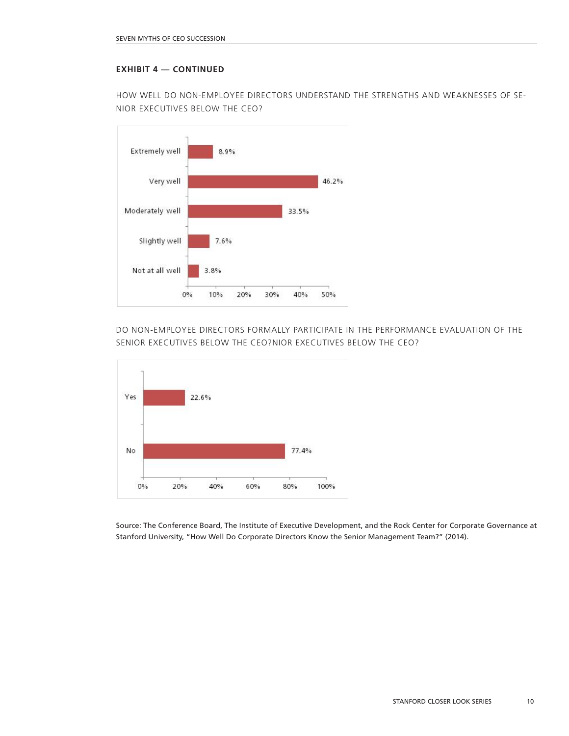**EXHIBIT 4 — CONTINUED**

HOW WELL DO NON-EMPLOYEE DIRECTORS UNDERSTAND THE STRENGTHS AND WEAKNESSES OF SENIOR EXECUTIVES BELOW THE CEO?

Extremely well 8.9%
Very well 46.2%
Moderately well 33.5%
Slightly well 7.6%
Not at all well 3.8%

0% 10% 20% 30% 40% 50%

DO NON-EMPLOYEE DIRECTORS FORMALLY PARTICIPATE IN THE PERFORMANCE EVALUATION OF THE SENIOR EXECUTIVES BELOW THE CEO?NIOR EXECUTIVES BELOW THE CEO?

Yes 22.6%
No 77.4%

0% 20% 40% 60% 80% 100%

Source: The Conference Board, The Institute of Executive Development, and the Rock Center for Corporate Governance at Stanford University, "How Well Do Corporate Directors Know the Senior Management Team?" (2014).